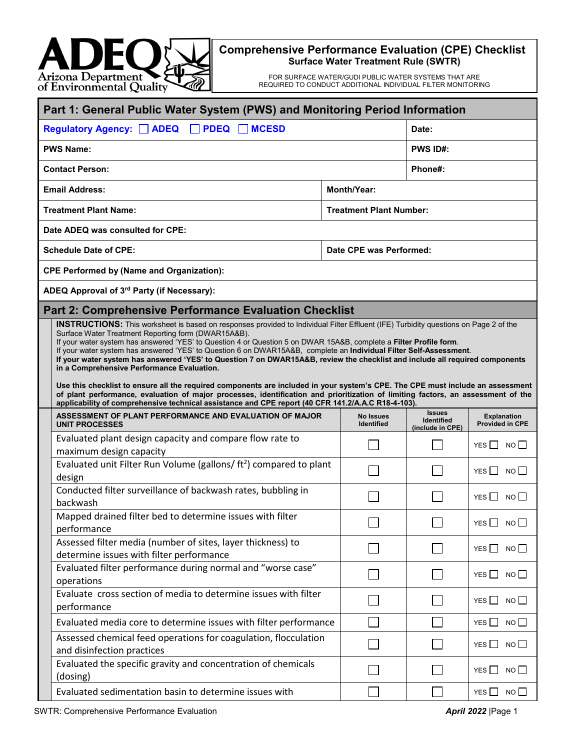# Comprehensive Performance Evaluation (CPE) Checklist

## Surface Water Treatment Rule (SWTR)

FOR SURFACE WATER/GUDI PUBLIC WATER SYSTEMS THAT ARE REQUIRED TO CONDUCT ADDITIONAL INDIVIDUAL FILTER MONITORING

## Part 1: General Public Water System (PWS) and Monitoring Period Information

| | |
|---|---|
| **Regulatory Agency:** ☐ ADEQ ☐ PDEQ ☐ MCESD | **Date:** |
| **PWS Name:** | **PWS ID#:** |
| **Contact Person:** | **Phone#:** |
| **Email Address:** | **Month/Year:** |
| **Treatment Plant Name:** | **Treatment Plant Number:** |
| **Date ADEQ was consulted for CPE:** | |
| **Schedule Date of CPE:** | **Date CPE was Performed:** |
| **CPE Performed by (Name and Organization):** | |
| **ADEQ Approval of 3rd Party (if Necessary):** | |

## Part 2: Comprehensive Performance Evaluation Checklist

**INSTRUCTIONS:** This worksheet is based on responses provided to Individual Filter Effluent (IFE) Turbidity questions on Page 2 of the Surface Water Treatment Reporting form (DWAR15A&B).
If your water system has answered 'YES' to Question 4 or Question 5 on DWAR 15A&B, complete a **Filter Profile form**.
If your water system has answered 'YES' to Question 6 on DWAR15A&B, complete an **Individual Filter Self-Assessment**.
**If your water system has answered 'YES' to Question 7 on DWAR15A&B, review the checklist and include all required components in a Comprehensive Performance Evaluation.**

**Use this checklist to ensure all the required components are included in your system's CPE. The CPE must include an assessment of plant performance, evaluation of major processes, identification and prioritization of limiting factors, an assessment of the applicability of comprehensive technical assistance and CPE report (40 CFR 141.2/A.A.C R18-4-103).**

| ASSESSMENT OF PLANT PERFORMANCE AND EVALUATION OF MAJOR UNIT PROCESSES | No Issues Identified | Issues Identified (include in CPE) | Explanation Provided in CPE |
|---|---|---|---|
| Evaluated plant design capacity and compare flow rate to maximum design capacity | ☐ | ☐ | YES ☐ NO ☐ |
| Evaluated unit Filter Run Volume (gallons/ ft²) compared to plant design | ☐ | ☐ | YES ☐ NO ☐ |
| Conducted filter surveillance of backwash rates, bubbling in backwash | ☐ | ☐ | YES ☐ NO ☐ |
| Mapped drained filter bed to determine issues with filter performance | ☐ | ☐ | YES ☐ NO ☐ |
| Assessed filter media (number of sites, layer thickness) to determine issues with filter performance | ☐ | ☐ | YES ☐ NO ☐ |
| Evaluated filter performance during normal and "worse case" operations | ☐ | ☐ | YES ☐ NO ☐ |
| Evaluate cross section of media to determine issues with filter performance | ☐ | ☐ | YES ☐ NO ☐ |
| Evaluated media core to determine issues with filter performance | ☐ | ☐ | YES ☐ NO ☐ |
| Assessed chemical feed operations for coagulation, flocculation and disinfection practices | ☐ | ☐ | YES ☐ NO ☐ |
| Evaluated the specific gravity and concentration of chemicals (dosing) | ☐ | ☐ | YES ☐ NO ☐ |
| Evaluated sedimentation basin to determine issues with | ☐ | ☐ | YES ☐ NO ☐ |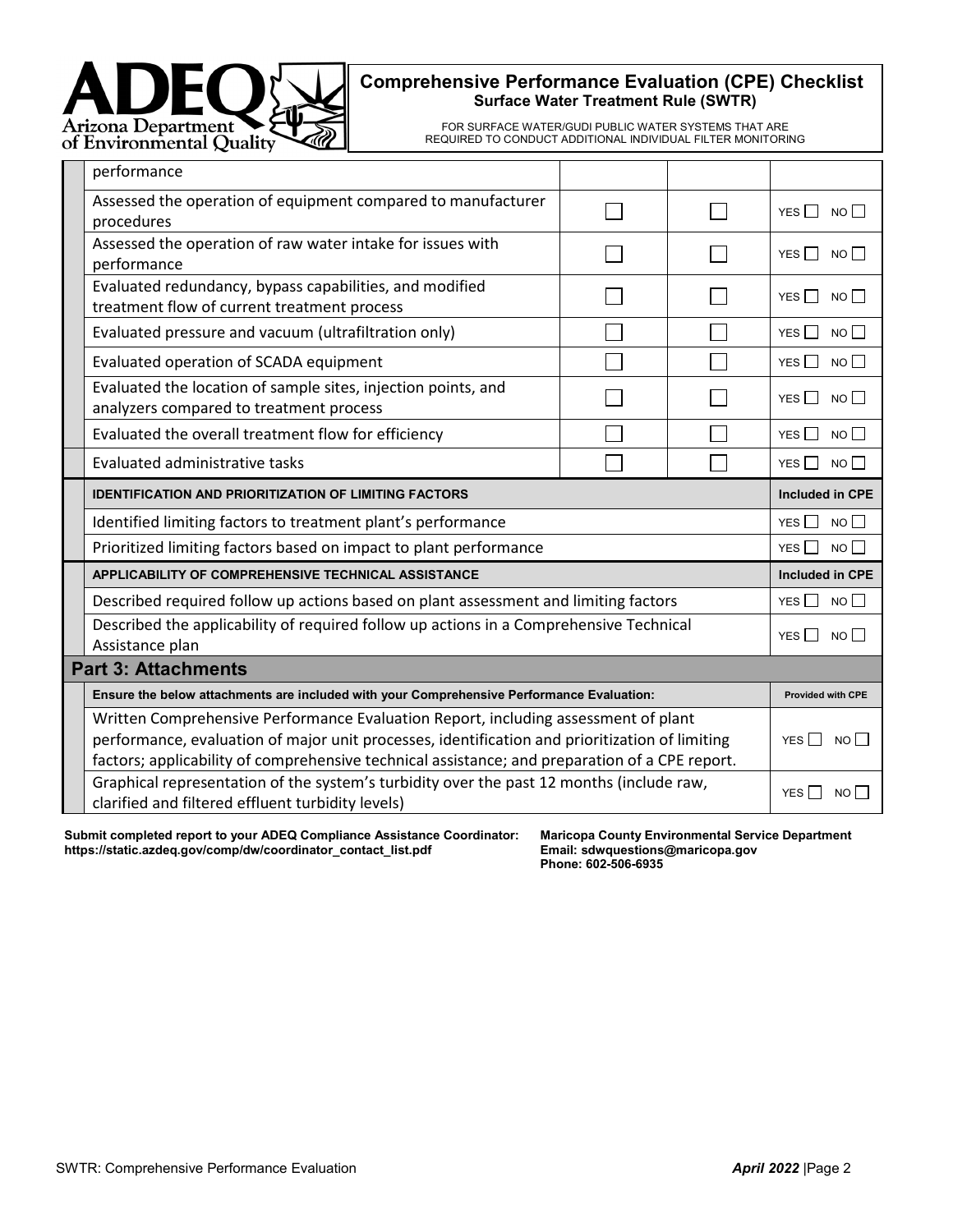# Comprehensive Performance Evaluation (CPE) Checklist

**Surface Water Treatment Rule (SWTR)**

FOR SURFACE WATER/GUDI PUBLIC WATER SYSTEMS THAT ARE REQUIRED TO CONDUCT ADDITIONAL INDIVIDUAL FILTER MONITORING

| | | | |
|---|---|---|---|
| performance | | | |
| Assessed the operation of equipment compared to manufacturer procedures | ☐ | ☐ | YES ☐ NO ☐ |
| Assessed the operation of raw water intake for issues with performance | ☐ | ☐ | YES ☐ NO ☐ |
| Evaluated redundancy, bypass capabilities, and modified treatment flow of current treatment process | ☐ | ☐ | YES ☐ NO ☐ |
| Evaluated pressure and vacuum (ultrafiltration only) | ☐ | ☐ | YES ☐ NO ☐ |
| Evaluated operation of SCADA equipment | ☐ | ☐ | YES ☐ NO ☐ |
| Evaluated the location of sample sites, injection points, and analyzers compared to treatment process | ☐ | ☐ | YES ☐ NO ☐ |
| Evaluated the overall treatment flow for efficiency | ☐ | ☐ | YES ☐ NO ☐ |
| Evaluated administrative tasks | ☐ | ☐ | YES ☐ NO ☐ |

| IDENTIFICATION AND PRIORITIZATION OF LIMITING FACTORS | Included in CPE |
|---|---|
| Identified limiting factors to treatment plant's performance | YES ☐ NO ☐ |
| Prioritized limiting factors based on impact to plant performance | YES ☐ NO ☐ |

| APPLICABILITY OF COMPREHENSIVE TECHNICAL ASSISTANCE | Included in CPE |
|---|---|
| Described required follow up actions based on plant assessment and limiting factors | YES ☐ NO ☐ |
| Described the applicability of required follow up actions in a Comprehensive Technical Assistance plan | YES ☐ NO ☐ |

## Part 3: Attachments

| Ensure the below attachments are included with your Comprehensive Performance Evaluation: | Provided with CPE |
|---|---|
| Written Comprehensive Performance Evaluation Report, including assessment of plant performance, evaluation of major unit processes, identification and prioritization of limiting factors; applicability of comprehensive technical assistance; and preparation of a CPE report. | YES ☐ NO ☐ |
| Graphical representation of the system's turbidity over the past 12 months (include raw, clarified and filtered effluent turbidity levels) | YES ☐ NO ☐ |

**Submit completed report to your ADEQ Compliance Assistance Coordinator:**
**https://static.azdeq.gov/comp/dw/coordinator_contact_list.pdf**

**Maricopa County Environmental Service Department**
**Email: sdwquestions@maricopa.gov**
**Phone: 602-506-6935**